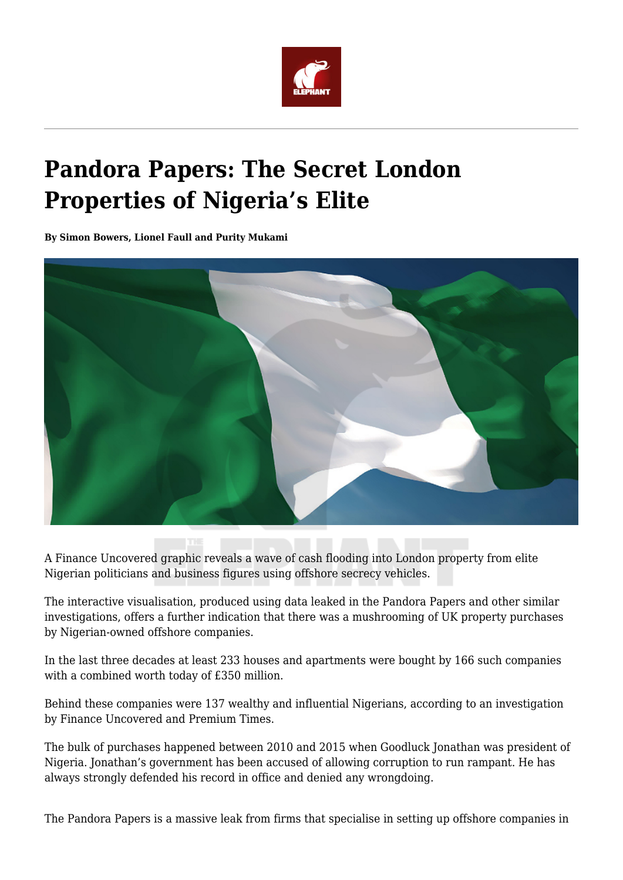# Pandora Papers: The Secret London Properties of Nigeria's Elite

**By Simon Bowers, Lionel Faull and Purity Mukami**

A Finance Uncovered graphic reveals a wave of cash flooding into London property from elite Nigerian politicians and business figures using offshore secrecy vehicles.

The interactive visualisation, produced using data leaked in the Pandora Papers and other similar investigations, offers a further indication that there was a mushrooming of UK property purchases by Nigerian-owned offshore companies.

In the last three decades at least 233 houses and apartments were bought by 166 such companies with a combined worth today of £350 million.

Behind these companies were 137 wealthy and influential Nigerians, according to an investigation by Finance Uncovered and Premium Times.

The bulk of purchases happened between 2010 and 2015 when Goodluck Jonathan was president of Nigeria. Jonathan's government has been accused of allowing corruption to run rampant. He has always strongly defended his record in office and denied any wrongdoing.

The Pandora Papers is a massive leak from firms that specialise in setting up offshore companies in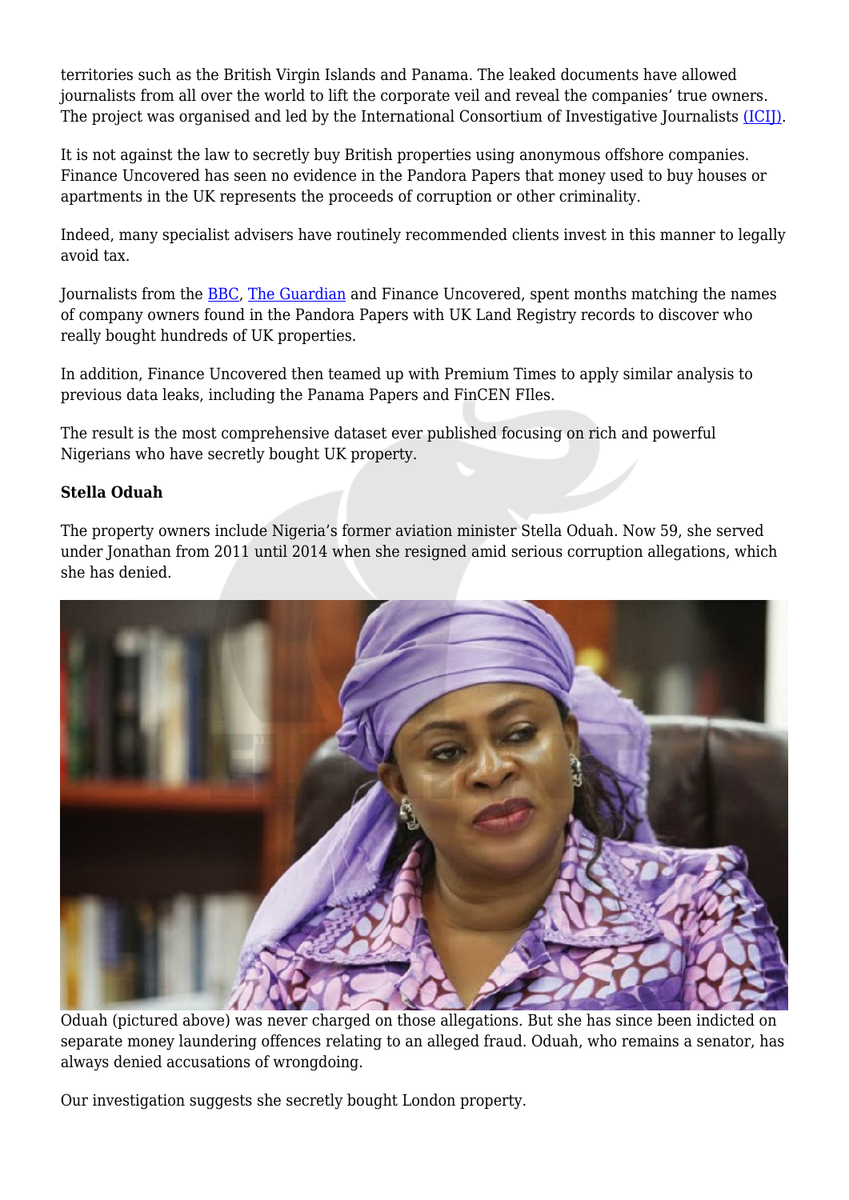territories such as the British Virgin Islands and Panama. The leaked documents have allowed journalists from all over the world to lift the corporate veil and reveal the companies' true owners. The project was organised and led by the International Consortium of Investigative Journalists [(ICIJ)](#).

It is not against the law to secretly buy British properties using anonymous offshore companies. Finance Uncovered has seen no evidence in the Pandora Papers that money used to buy houses or apartments in the UK represents the proceeds of corruption or other criminality.

Indeed, many specialist advisers have routinely recommended clients invest in this manner to legally avoid tax.

Journalists from the [BBC](#), [The Guardian](#) and Finance Uncovered, spent months matching the names of company owners found in the Pandora Papers with UK Land Registry records to discover who really bought hundreds of UK properties.

In addition, Finance Uncovered then teamed up with Premium Times to apply similar analysis to previous data leaks, including the Panama Papers and FinCEN FIles.

The result is the most comprehensive dataset ever published focusing on rich and powerful Nigerians who have secretly bought UK property.

**Stella Oduah**

The property owners include Nigeria's former aviation minister Stella Oduah. Now 59, she served under Jonathan from 2011 until 2014 when she resigned amid serious corruption allegations, which she has denied.

Oduah (pictured above) was never charged on those allegations. But she has since been indicted on separate money laundering offences relating to an alleged fraud. Oduah, who remains a senator, has always denied accusations of wrongdoing.

Our investigation suggests she secretly bought London property.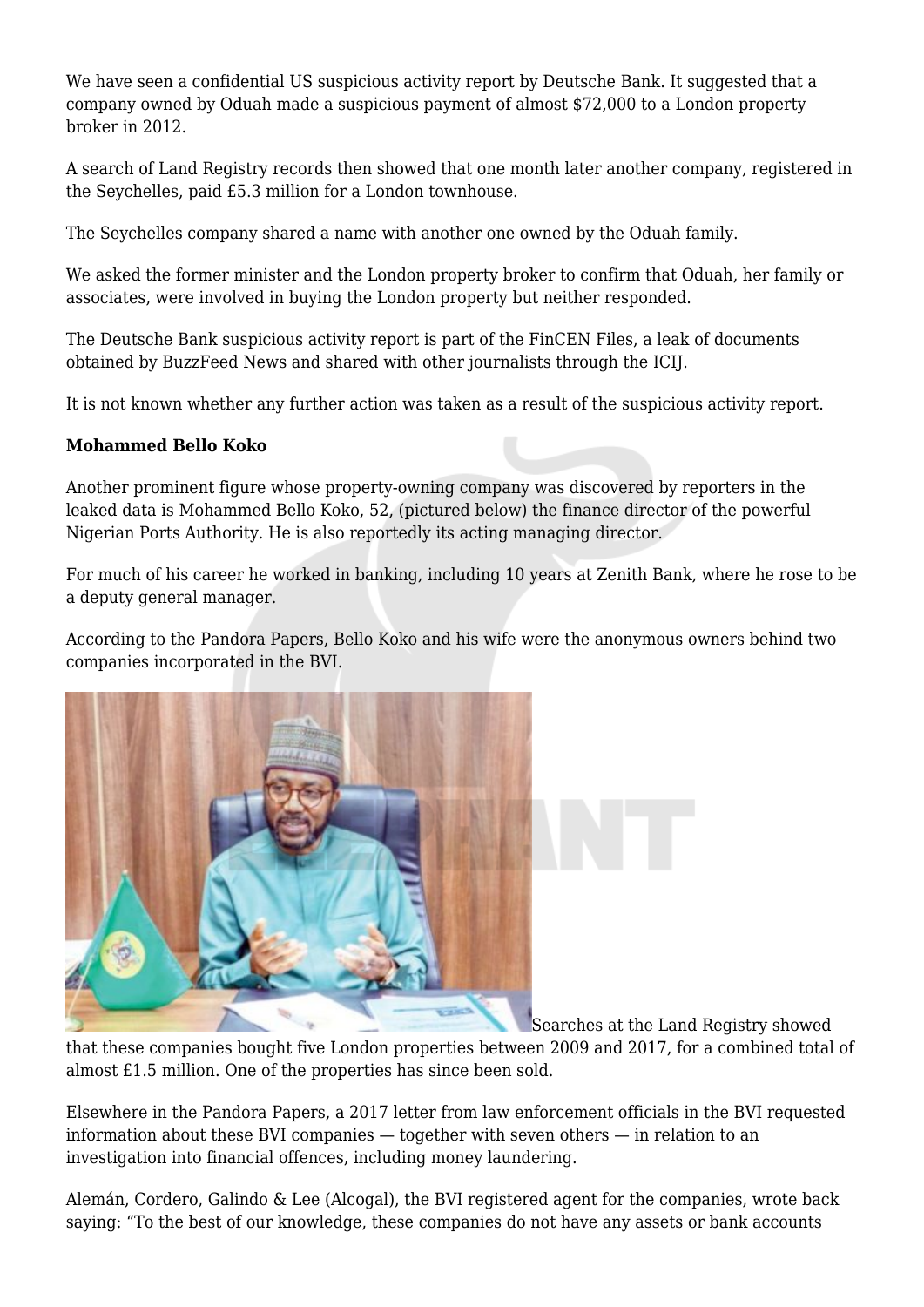We have seen a confidential US suspicious activity report by Deutsche Bank. It suggested that a company owned by Oduah made a suspicious payment of almost $72,000 to a London property broker in 2012.

A search of Land Registry records then showed that one month later another company, registered in the Seychelles, paid £5.3 million for a London townhouse.

The Seychelles company shared a name with another one owned by the Oduah family.

We asked the former minister and the London property broker to confirm that Oduah, her family or associates, were involved in buying the London property but neither responded.

The Deutsche Bank suspicious activity report is part of the FinCEN Files, a leak of documents obtained by BuzzFeed News and shared with other journalists through the ICIJ.

It is not known whether any further action was taken as a result of the suspicious activity report.

**Mohammed Bello Koko**

Another prominent figure whose property-owning company was discovered by reporters in the leaked data is Mohammed Bello Koko, 52, (pictured below) the finance director of the powerful Nigerian Ports Authority. He is also reportedly its acting managing director.

For much of his career he worked in banking, including 10 years at Zenith Bank, where he rose to be a deputy general manager.

According to the Pandora Papers, Bello Koko and his wife were the anonymous owners behind two companies incorporated in the BVI.

Searches at the Land Registry showed that these companies bought five London properties between 2009 and 2017, for a combined total of almost £1.5 million. One of the properties has since been sold.

Elsewhere in the Pandora Papers, a 2017 letter from law enforcement officials in the BVI requested information about these BVI companies — together with seven others — in relation to an investigation into financial offences, including money laundering.

Alemán, Cordero, Galindo & Lee (Alcogal), the BVI registered agent for the companies, wrote back saying: "To the best of our knowledge, these companies do not have any assets or bank accounts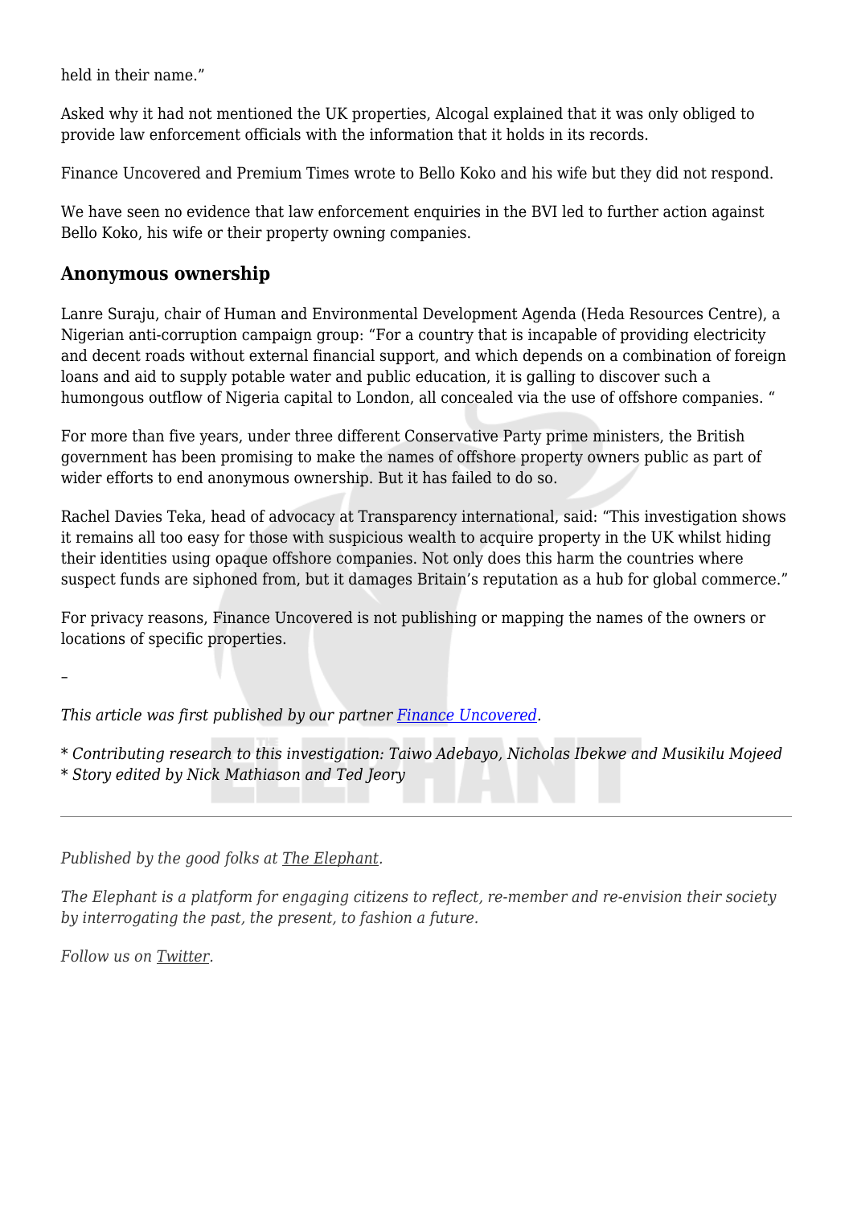held in their name."

Asked why it had not mentioned the UK properties, Alcogal explained that it was only obliged to provide law enforcement officials with the information that it holds in its records.

Finance Uncovered and Premium Times wrote to Bello Koko and his wife but they did not respond.

We have seen no evidence that law enforcement enquiries in the BVI led to further action against Bello Koko, his wife or their property owning companies.

## Anonymous ownership

Lanre Suraju, chair of Human and Environmental Development Agenda (Heda Resources Centre), a Nigerian anti-corruption campaign group: "For a country that is incapable of providing electricity and decent roads without external financial support, and which depends on a combination of foreign loans and aid to supply potable water and public education, it is galling to discover such a humongous outflow of Nigeria capital to London, all concealed via the use of offshore companies. "

For more than five years, under three different Conservative Party prime ministers, the British government has been promising to make the names of offshore property owners public as part of wider efforts to end anonymous ownership. But it has failed to do so.

Rachel Davies Teka, head of advocacy at Transparency international, said: "This investigation shows it remains all too easy for those with suspicious wealth to acquire property in the UK whilst hiding their identities using opaque offshore companies. Not only does this harm the countries where suspect funds are siphoned from, but it damages Britain's reputation as a hub for global commerce."

For privacy reasons, Finance Uncovered is not publishing or mapping the names of the owners or locations of specific properties.

–

*This article was first published by our partner [Finance Uncovered](Finance Uncovered).*

\* *Contributing research to this investigation: Taiwo Adebayo, Nicholas Ibekwe and Musikilu Mojeed*
\* *Story edited by Nick Mathiason and Ted Jeory*

---

*Published by the good folks at The Elephant.*

*The Elephant is a platform for engaging citizens to reflect, re-member and re-envision their society by interrogating the past, the present, to fashion a future.*

*Follow us on Twitter.*